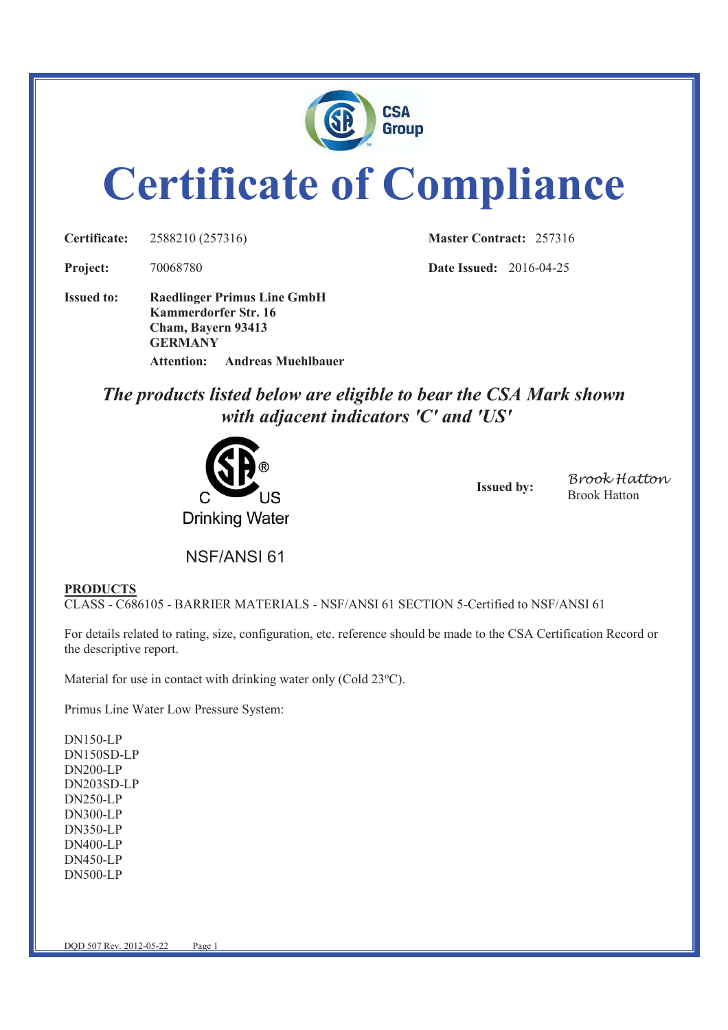# Certificate of Compliance

**Certificate:** 2588210 (257316) **Master Contract:** 257316

**Project:** 70068780 **Date Issued:** 2016-04-25

**Issued to:** **Raedlinger Primus Line GmbH**
**Kammerdorfer Str. 16**
**Cham, Bayern 93413**
**GERMANY**
**Attention: Andreas Muehlbauer**

***The products listed below are eligible to bear the CSA Mark shown with adjacent indicators 'C' and 'US'***

C US
Drinking Water

NSF/ANSI 61

**Issued by:** Brook Hatton
Brook Hatton

**PRODUCTS**

CLASS - C686105 - BARRIER MATERIALS - NSF/ANSI 61 SECTION 5-Certified to NSF/ANSI 61

For details related to rating, size, configuration, etc. reference should be made to the CSA Certification Record or the descriptive report.

Material for use in contact with drinking water only (Cold 23°C).

Primus Line Water Low Pressure System:

DN150-LP
DN150SD-LP
DN200-LP
DN203SD-LP
DN250-LP
DN300-LP
DN350-LP
DN400-LP
DN450-LP
DN500-LP

DQD 507 Rev. 2012-05-22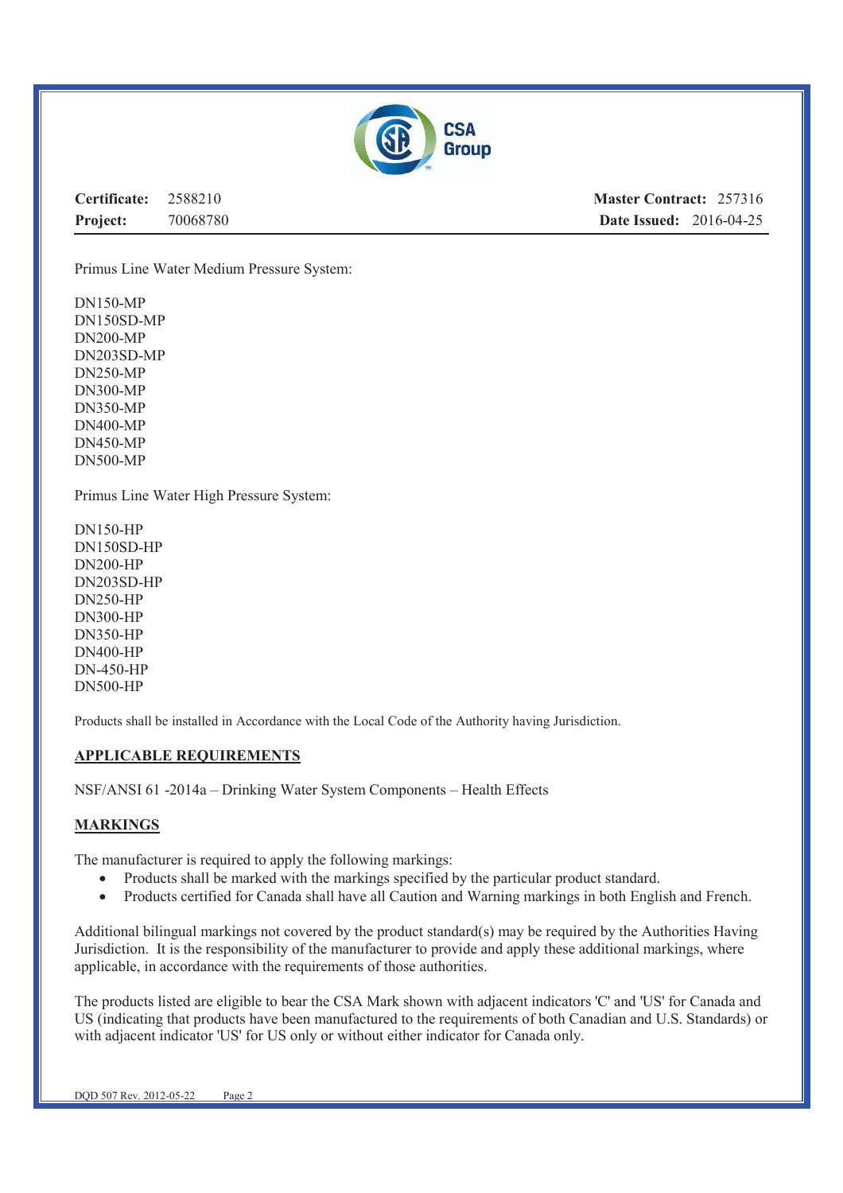| **Certificate:** | 2588210 | **Master Contract:** | 257316 |
|---|---|---|---|
| **Project:** | 70068780 | **Date Issued:** | 2016-04-25 |

Primus Line Water Medium Pressure System:

DN150-MP
DN150SD-MP
DN200-MP
DN203SD-MP
DN250-MP
DN300-MP
DN350-MP
DN400-MP
DN450-MP
DN500-MP

Primus Line Water High Pressure System:

DN150-HP
DN150SD-HP
DN200-HP
DN203SD-HP
DN250-HP
DN300-HP
DN350-HP
DN400-HP
DN-450-HP
DN500-HP

Products shall be installed in Accordance with the Local Code of the Authority having Jurisdiction.

## APPLICABLE REQUIREMENTS

NSF/ANSI 61 -2014a – Drinking Water System Components – Health Effects

## MARKINGS

The manufacturer is required to apply the following markings:

- Products shall be marked with the markings specified by the particular product standard.
- Products certified for Canada shall have all Caution and Warning markings in both English and French.

Additional bilingual markings not covered by the product standard(s) may be required by the Authorities Having Jurisdiction. It is the responsibility of the manufacturer to provide and apply these additional markings, where applicable, in accordance with the requirements of those authorities.

The products listed are eligible to bear the CSA Mark shown with adjacent indicators 'C' and 'US' for Canada and US (indicating that products have been manufactured to the requirements of both Canadian and U.S. Standards) or with adjacent indicator 'US' for US only or without either indicator for Canada only.

DQD 507 Rev. 2012-05-22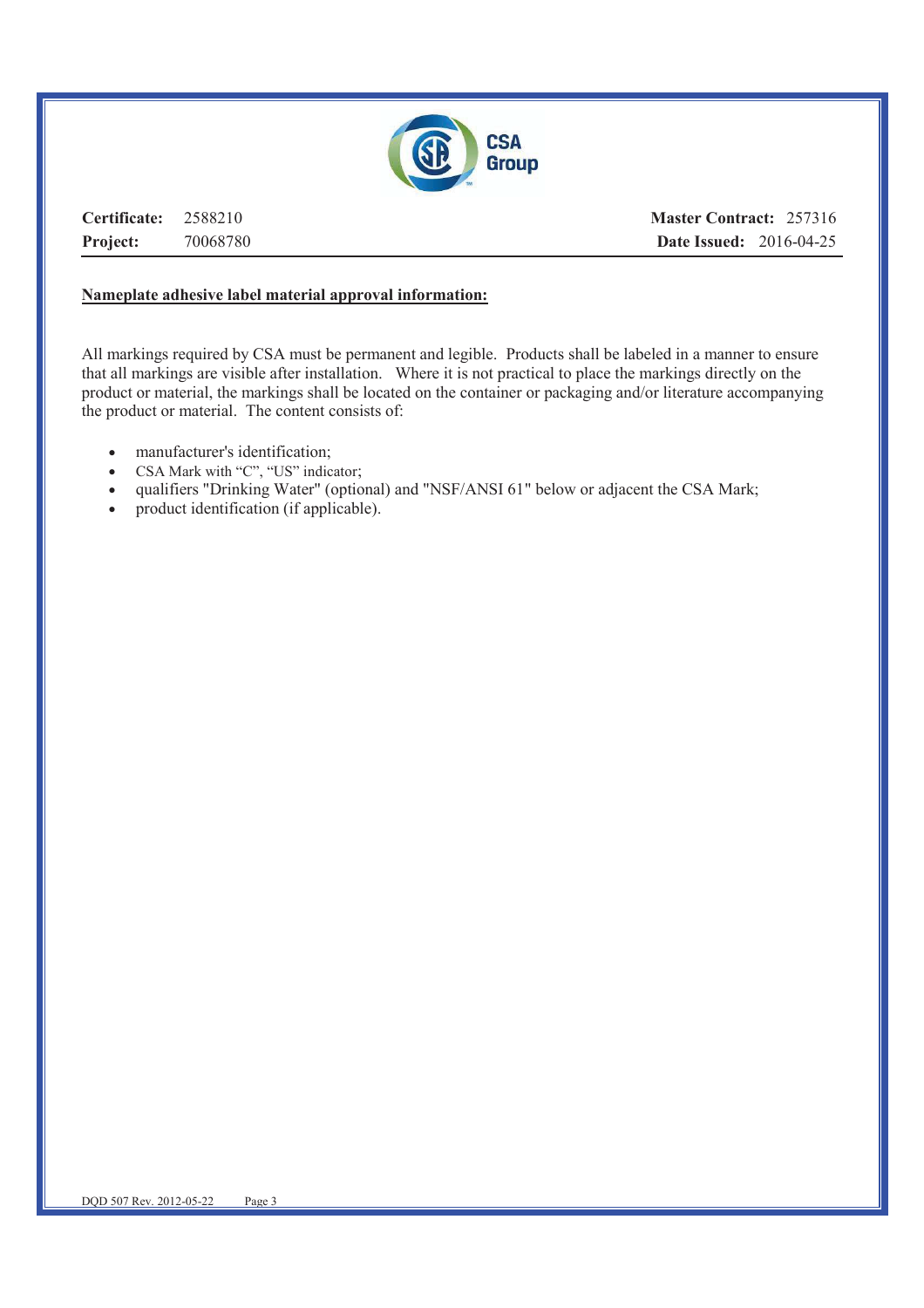**Certificate:** 2588210 **Master Contract:** 257316

**Project:** 70068780 **Date Issued:** 2016-04-25

**Nameplate adhesive label material approval information:**

All markings required by CSA must be permanent and legible. Products shall be labeled in a manner to ensure that all markings are visible after installation. Where it is not practical to place the markings directly on the product or material, the markings shall be located on the container or packaging and/or literature accompanying the product or material. The content consists of:

- manufacturer's identification;
- CSA Mark with "C", "US" indicator;
- qualifiers "Drinking Water" (optional) and "NSF/ANSI 61" below or adjacent the CSA Mark;
- product identification (if applicable).

DQD 507 Rev. 2012-05-22